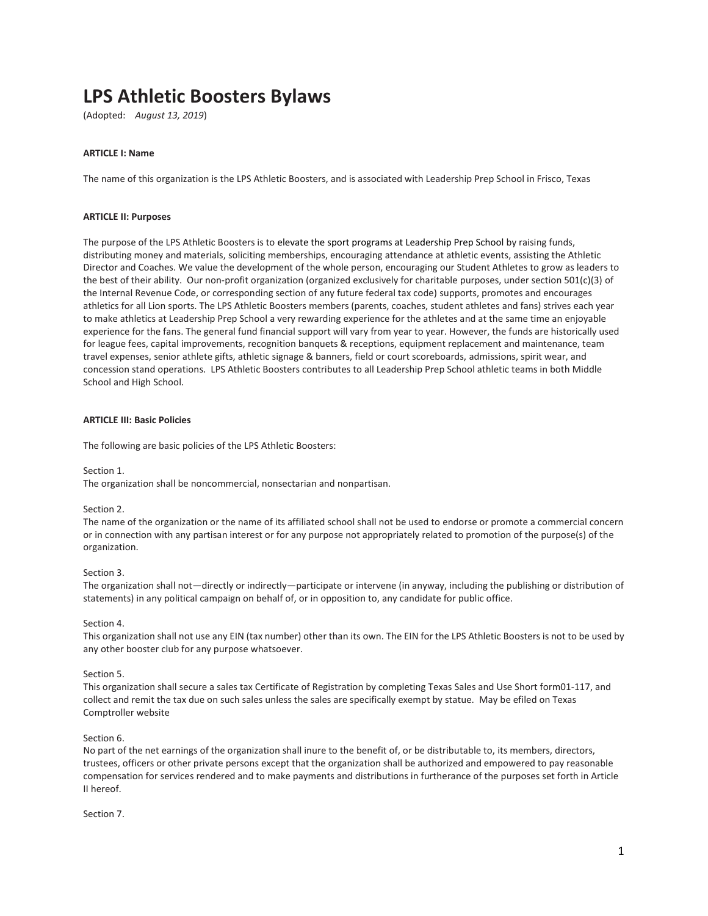# LPS Athletic Boosters Bylaws

(Adopted: *August 13, 2019*)

**ARTICLE I: Name**

The name of this organization is the LPS Athletic Boosters, and is associated with Leadership Prep School in Frisco, Texas

**ARTICLE II: Purposes**

The purpose of the LPS Athletic Boosters is to elevate the sport programs at Leadership Prep School by raising funds, distributing money and materials, soliciting memberships, encouraging attendance at athletic events, assisting the Athletic Director and Coaches. We value the development of the whole person, encouraging our Student Athletes to grow as leaders to the best of their ability. Our non-profit organization (organized exclusively for charitable purposes, under section 501(c)(3) of the Internal Revenue Code, or corresponding section of any future federal tax code) supports, promotes and encourages athletics for all Lion sports. The LPS Athletic Boosters members (parents, coaches, student athletes and fans) strives each year to make athletics at Leadership Prep School a very rewarding experience for the athletes and at the same time an enjoyable experience for the fans. The general fund financial support will vary from year to year. However, the funds are historically used for league fees, capital improvements, recognition banquets & receptions, equipment replacement and maintenance, team travel expenses, senior athlete gifts, athletic signage & banners, field or court scoreboards, admissions, spirit wear, and concession stand operations. LPS Athletic Boosters contributes to all Leadership Prep School athletic teams in both Middle School and High School.

**ARTICLE III: Basic Policies**

The following are basic policies of the LPS Athletic Boosters:

Section 1.
The organization shall be noncommercial, nonsectarian and nonpartisan.

Section 2.
The name of the organization or the name of its affiliated school shall not be used to endorse or promote a commercial concern or in connection with any partisan interest or for any purpose not appropriately related to promotion of the purpose(s) of the organization.

Section 3.
The organization shall not—directly or indirectly—participate or intervene (in anyway, including the publishing or distribution of statements) in any political campaign on behalf of, or in opposition to, any candidate for public office.

Section 4.
This organization shall not use any EIN (tax number) other than its own. The EIN for the LPS Athletic Boosters is not to be used by any other booster club for any purpose whatsoever.

Section 5.
This organization shall secure a sales tax Certificate of Registration by completing Texas Sales and Use Short form01-117, and collect and remit the tax due on such sales unless the sales are specifically exempt by statue. May be efiled on Texas Comptroller website

Section 6.
No part of the net earnings of the organization shall inure to the benefit of, or be distributable to, its members, directors, trustees, officers or other private persons except that the organization shall be authorized and empowered to pay reasonable compensation for services rendered and to make payments and distributions in furtherance of the purposes set forth in Article II hereof.

Section 7.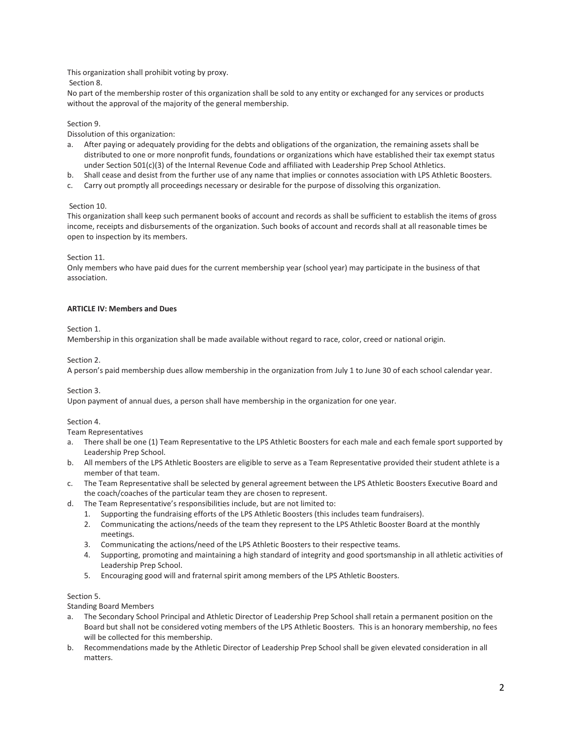This organization shall prohibit voting by proxy.

Section 8.

No part of the membership roster of this organization shall be sold to any entity or exchanged for any services or products without the approval of the majority of the general membership.

Section 9.

Dissolution of this organization:

a. After paying or adequately providing for the debts and obligations of the organization, the remaining assets shall be distributed to one or more nonprofit funds, foundations or organizations which have established their tax exempt status under Section 501(c)(3) of the Internal Revenue Code and affiliated with Leadership Prep School Athletics.
b. Shall cease and desist from the further use of any name that implies or connotes association with LPS Athletic Boosters.
c. Carry out promptly all proceedings necessary or desirable for the purpose of dissolving this organization.

Section 10.

This organization shall keep such permanent books of account and records as shall be sufficient to establish the items of gross income, receipts and disbursements of the organization. Such books of account and records shall at all reasonable times be open to inspection by its members.

Section 11.

Only members who have paid dues for the current membership year (school year) may participate in the business of that association.

**ARTICLE IV: Members and Dues**

Section 1.

Membership in this organization shall be made available without regard to race, color, creed or national origin.

Section 2.

A person's paid membership dues allow membership in the organization from July 1 to June 30 of each school calendar year.

Section 3.

Upon payment of annual dues, a person shall have membership in the organization for one year.

Section 4.

Team Representatives

a. There shall be one (1) Team Representative to the LPS Athletic Boosters for each male and each female sport supported by Leadership Prep School.
b. All members of the LPS Athletic Boosters are eligible to serve as a Team Representative provided their student athlete is a member of that team.
c. The Team Representative shall be selected by general agreement between the LPS Athletic Boosters Executive Board and the coach/coaches of the particular team they are chosen to represent.
d. The Team Representative's responsibilities include, but are not limited to:
   1. Supporting the fundraising efforts of the LPS Athletic Boosters (this includes team fundraisers).
   2. Communicating the actions/needs of the team they represent to the LPS Athletic Booster Board at the monthly meetings.
   3. Communicating the actions/need of the LPS Athletic Boosters to their respective teams.
   4. Supporting, promoting and maintaining a high standard of integrity and good sportsmanship in all athletic activities of Leadership Prep School.
   5. Encouraging good will and fraternal spirit among members of the LPS Athletic Boosters.

Section 5.

Standing Board Members

a. The Secondary School Principal and Athletic Director of Leadership Prep School shall retain a permanent position on the Board but shall not be considered voting members of the LPS Athletic Boosters. This is an honorary membership, no fees will be collected for this membership.
b. Recommendations made by the Athletic Director of Leadership Prep School shall be given elevated consideration in all matters.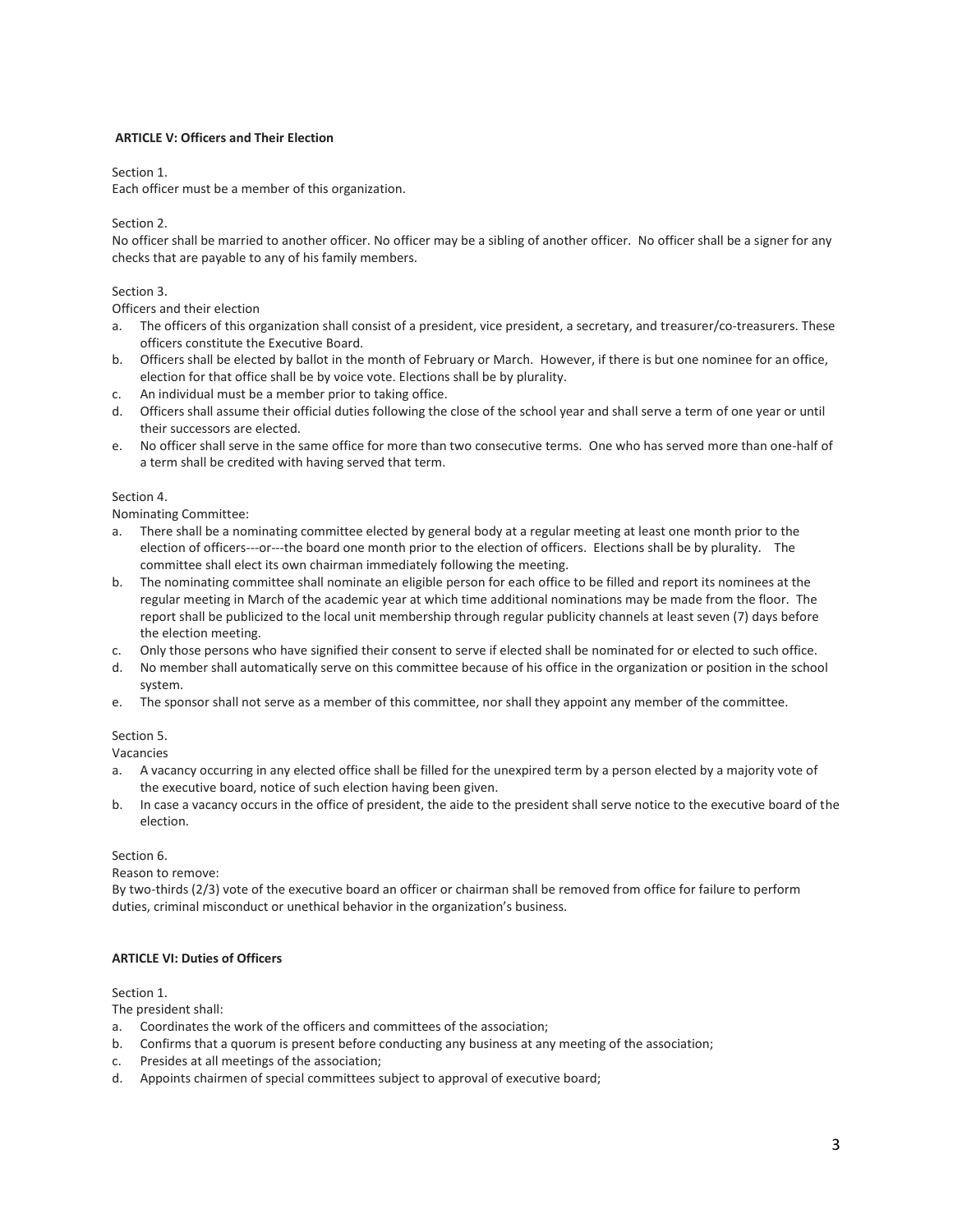### ARTICLE V: Officers and Their Election

Section 1.
Each officer must be a member of this organization.

Section 2.
No officer shall be married to another officer. No officer may be a sibling of another officer. No officer shall be a signer for any checks that are payable to any of his family members.

Section 3.
Officers and their election

a. The officers of this organization shall consist of a president, vice president, a secretary, and treasurer/co-treasurers. These officers constitute the Executive Board.
b. Officers shall be elected by ballot in the month of February or March. However, if there is but one nominee for an office, election for that office shall be by voice vote. Elections shall be by plurality.
c. An individual must be a member prior to taking office.
d. Officers shall assume their official duties following the close of the school year and shall serve a term of one year or until their successors are elected.
e. No officer shall serve in the same office for more than two consecutive terms. One who has served more than one-half of a term shall be credited with having served that term.

Section 4.
Nominating Committee:

a. There shall be a nominating committee elected by general body at a regular meeting at least one month prior to the election of officers---or---the board one month prior to the election of officers. Elections shall be by plurality. The committee shall elect its own chairman immediately following the meeting.
b. The nominating committee shall nominate an eligible person for each office to be filled and report its nominees at the regular meeting in March of the academic year at which time additional nominations may be made from the floor. The report shall be publicized to the local unit membership through regular publicity channels at least seven (7) days before the election meeting.
c. Only those persons who have signified their consent to serve if elected shall be nominated for or elected to such office.
d. No member shall automatically serve on this committee because of his office in the organization or position in the school system.
e. The sponsor shall not serve as a member of this committee, nor shall they appoint any member of the committee.

Section 5.
Vacancies

a. A vacancy occurring in any elected office shall be filled for the unexpired term by a person elected by a majority vote of the executive board, notice of such election having been given.
b. In case a vacancy occurs in the office of president, the aide to the president shall serve notice to the executive board of the election.

Section 6.
Reason to remove:
By two-thirds (2/3) vote of the executive board an officer or chairman shall be removed from office for failure to perform duties, criminal misconduct or unethical behavior in the organization's business.

### ARTICLE VI: Duties of Officers

Section 1.
The president shall:

a. Coordinates the work of the officers and committees of the association;
b. Confirms that a quorum is present before conducting any business at any meeting of the association;
c. Presides at all meetings of the association;
d. Appoints chairmen of special committees subject to approval of executive board;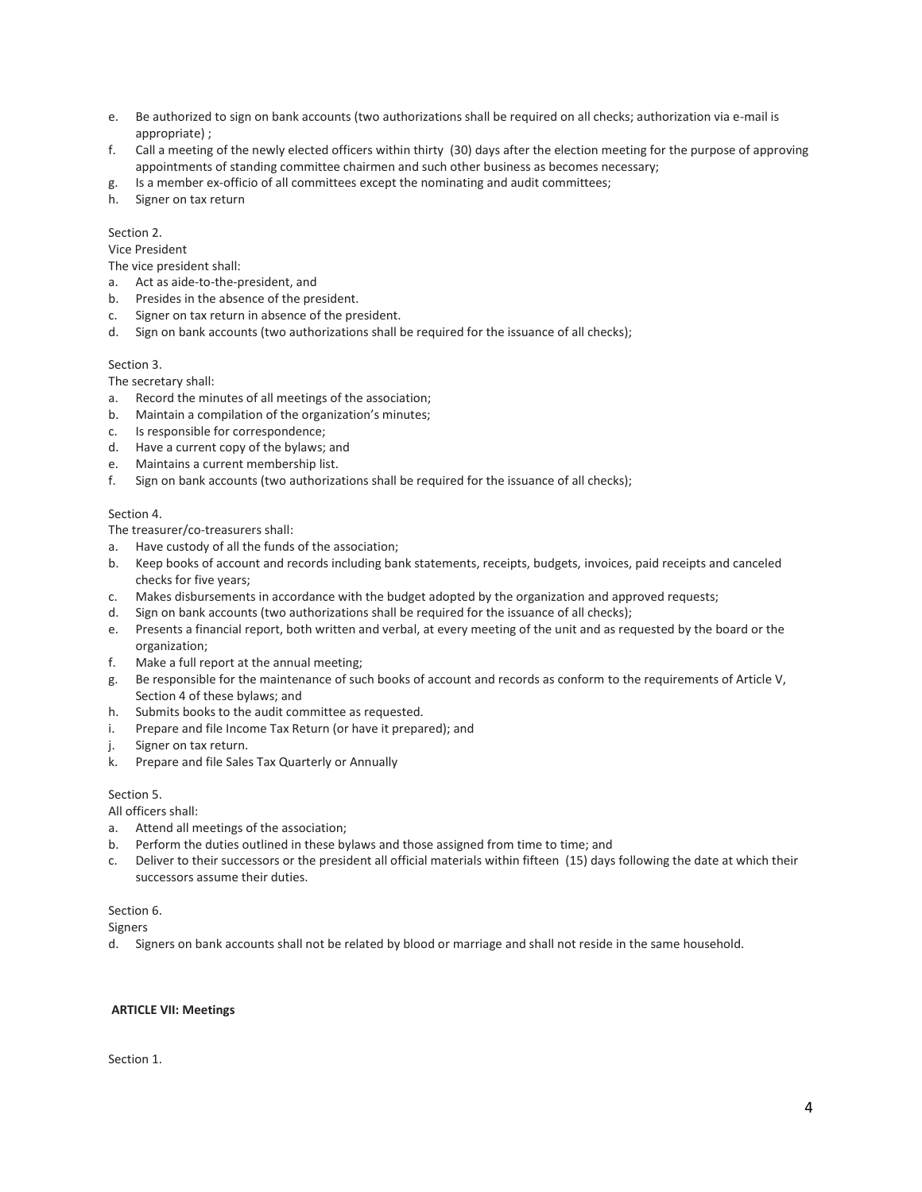e. Be authorized to sign on bank accounts (two authorizations shall be required on all checks; authorization via e-mail is appropriate) ;
f. Call a meeting of the newly elected officers within thirty (30) days after the election meeting for the purpose of approving appointments of standing committee chairmen and such other business as becomes necessary;
g. Is a member ex-officio of all committees except the nominating and audit committees;
h. Signer on tax return

Section 2.
Vice President
The vice president shall:

a. Act as aide-to-the-president, and
b. Presides in the absence of the president.
c. Signer on tax return in absence of the president.
d. Sign on bank accounts (two authorizations shall be required for the issuance of all checks);

Section 3.
The secretary shall:

a. Record the minutes of all meetings of the association;
b. Maintain a compilation of the organization's minutes;
c. Is responsible for correspondence;
d. Have a current copy of the bylaws; and
e. Maintains a current membership list.
f. Sign on bank accounts (two authorizations shall be required for the issuance of all checks);

Section 4.
The treasurer/co-treasurers shall:

a. Have custody of all the funds of the association;
b. Keep books of account and records including bank statements, receipts, budgets, invoices, paid receipts and canceled checks for five years;
c. Makes disbursements in accordance with the budget adopted by the organization and approved requests;
d. Sign on bank accounts (two authorizations shall be required for the issuance of all checks);
e. Presents a financial report, both written and verbal, at every meeting of the unit and as requested by the board or the organization;
f. Make a full report at the annual meeting;
g. Be responsible for the maintenance of such books of account and records as conform to the requirements of Article V, Section 4 of these bylaws; and
h. Submits books to the audit committee as requested.
i. Prepare and file Income Tax Return (or have it prepared); and
j. Signer on tax return.
k. Prepare and file Sales Tax Quarterly or Annually

Section 5.
All officers shall:

a. Attend all meetings of the association;
b. Perform the duties outlined in these bylaws and those assigned from time to time; and
c. Deliver to their successors or the president all official materials within fifteen (15) days following the date at which their successors assume their duties.

Section 6.
Signers

d. Signers on bank accounts shall not be related by blood or marriage and shall not reside in the same household.

**ARTICLE VII: Meetings**

Section 1.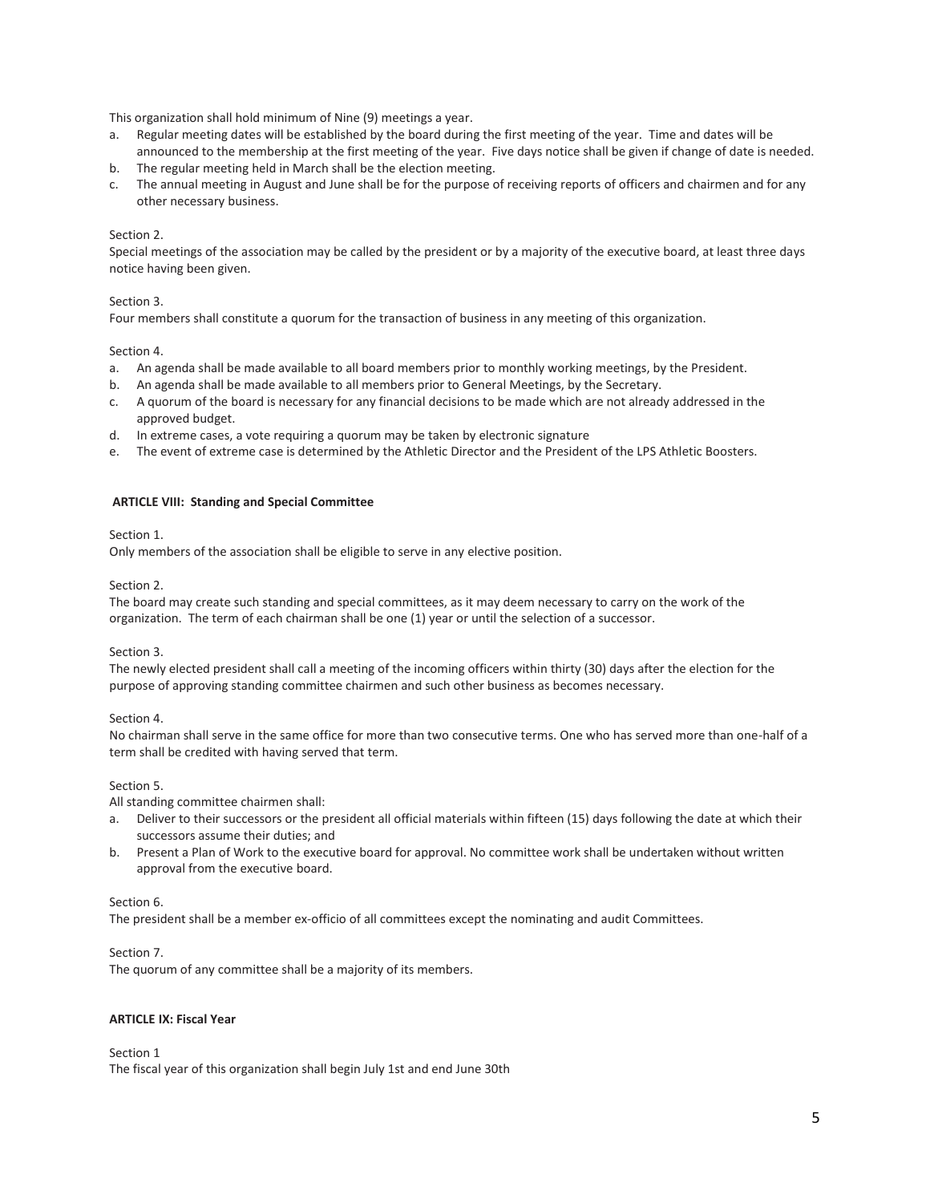This organization shall hold minimum of Nine (9) meetings a year.

a. Regular meeting dates will be established by the board during the first meeting of the year. Time and dates will be announced to the membership at the first meeting of the year. Five days notice shall be given if change of date is needed.
b. The regular meeting held in March shall be the election meeting.
c. The annual meeting in August and June shall be for the purpose of receiving reports of officers and chairmen and for any other necessary business.

Section 2.

Special meetings of the association may be called by the president or by a majority of the executive board, at least three days notice having been given.

Section 3.

Four members shall constitute a quorum for the transaction of business in any meeting of this organization.

Section 4.

a. An agenda shall be made available to all board members prior to monthly working meetings, by the President.
b. An agenda shall be made available to all members prior to General Meetings, by the Secretary.
c. A quorum of the board is necessary for any financial decisions to be made which are not already addressed in the approved budget.
d. In extreme cases, a vote requiring a quorum may be taken by electronic signature
e. The event of extreme case is determined by the Athletic Director and the President of the LPS Athletic Boosters.

**ARTICLE VIII: Standing and Special Committee**

Section 1.

Only members of the association shall be eligible to serve in any elective position.

Section 2.

The board may create such standing and special committees, as it may deem necessary to carry on the work of the organization. The term of each chairman shall be one (1) year or until the selection of a successor.

Section 3.

The newly elected president shall call a meeting of the incoming officers within thirty (30) days after the election for the purpose of approving standing committee chairmen and such other business as becomes necessary.

Section 4.

No chairman shall serve in the same office for more than two consecutive terms. One who has served more than one-half of a term shall be credited with having served that term.

Section 5.

All standing committee chairmen shall:

a. Deliver to their successors or the president all official materials within fifteen (15) days following the date at which their successors assume their duties; and
b. Present a Plan of Work to the executive board for approval. No committee work shall be undertaken without written approval from the executive board.

Section 6.

The president shall be a member ex-officio of all committees except the nominating and audit Committees.

Section 7.

The quorum of any committee shall be a majority of its members.

**ARTICLE IX: Fiscal Year**

Section 1

The fiscal year of this organization shall begin July 1st and end June 30th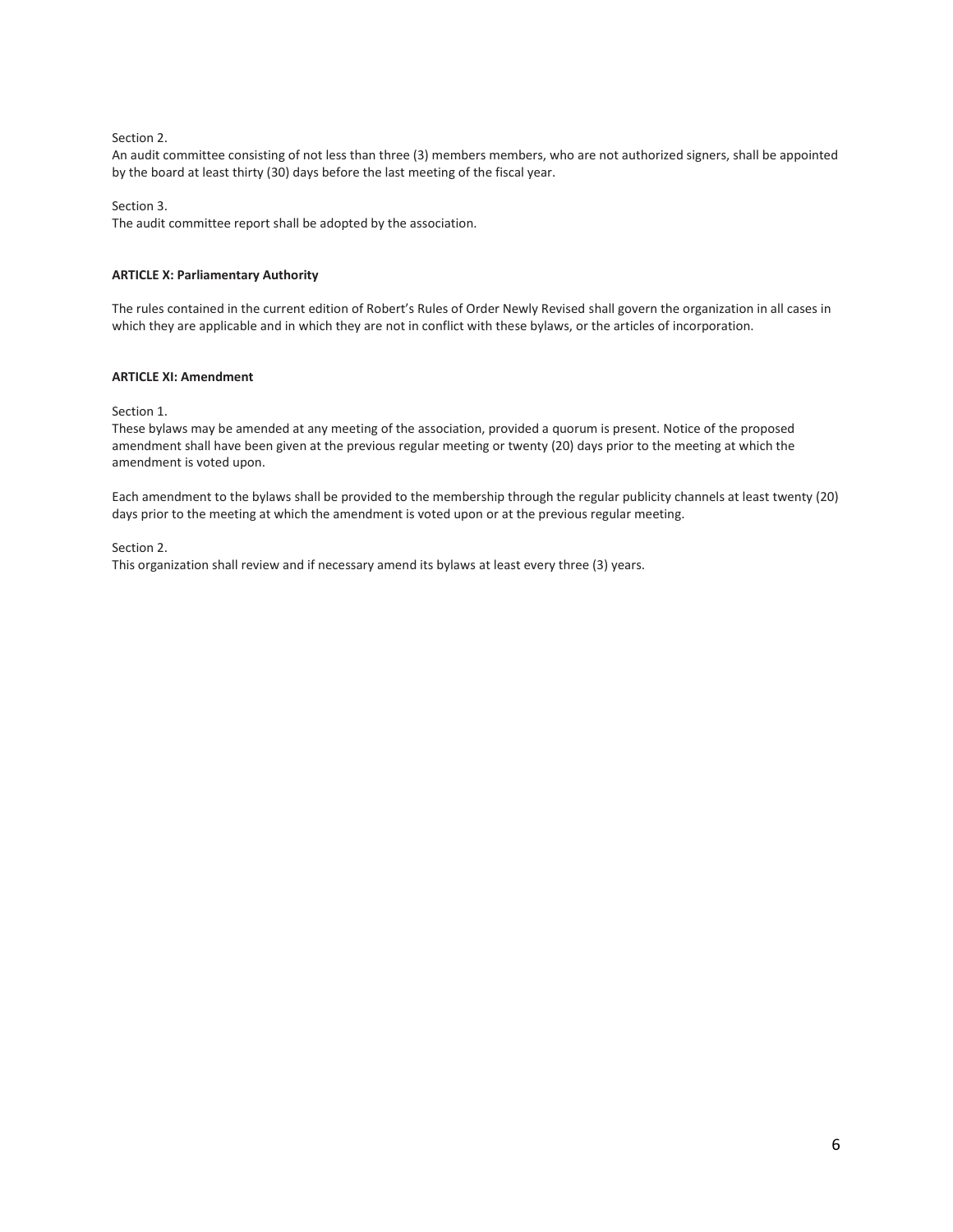Section 2.

An audit committee consisting of not less than three (3) members members, who are not authorized signers, shall be appointed by the board at least thirty (30) days before the last meeting of the fiscal year.

Section 3.

The audit committee report shall be adopted by the association.

**ARTICLE X: Parliamentary Authority**

The rules contained in the current edition of Robert's Rules of Order Newly Revised shall govern the organization in all cases in which they are applicable and in which they are not in conflict with these bylaws, or the articles of incorporation.

**ARTICLE XI: Amendment**

Section 1.

These bylaws may be amended at any meeting of the association, provided a quorum is present. Notice of the proposed amendment shall have been given at the previous regular meeting or twenty (20) days prior to the meeting at which the amendment is voted upon.

Each amendment to the bylaws shall be provided to the membership through the regular publicity channels at least twenty (20) days prior to the meeting at which the amendment is voted upon or at the previous regular meeting.

Section 2.

This organization shall review and if necessary amend its bylaws at least every three (3) years.